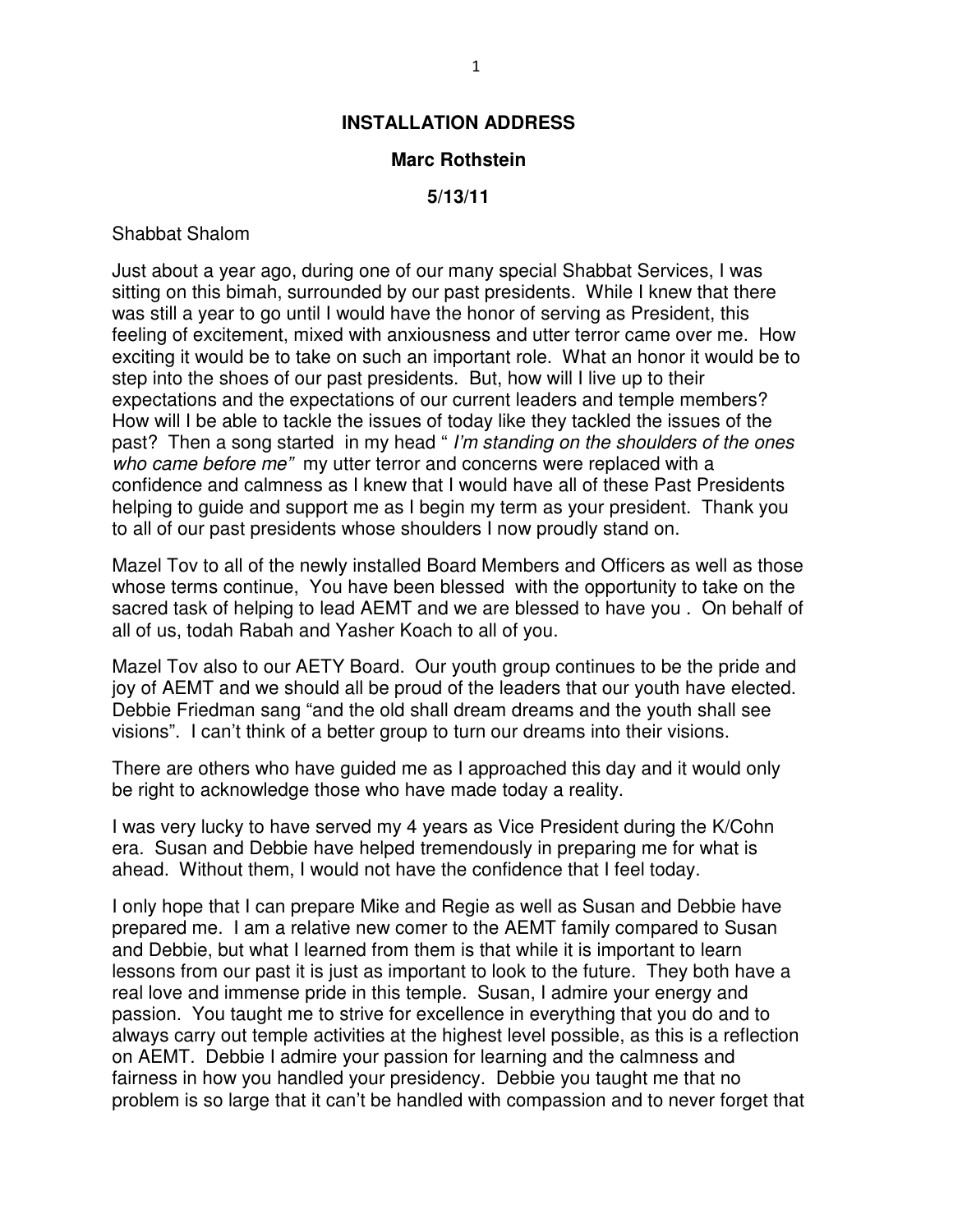**INSTALLATION ADDRESS**

**Marc Rothstein**

**5/13/11**

Shabbat Shalom

Just about a year ago, during one of our many special Shabbat Services, I was sitting on this bimah, surrounded by our past presidents. While I knew that there was still a year to go until I would have the honor of serving as President, this feeling of excitement, mixed with anxiousness and utter terror came over me. How exciting it would be to take on such an important role. What an honor it would be to step into the shoes of our past presidents. But, how will I live up to their expectations and the expectations of our current leaders and temple members? How will I be able to tackle the issues of today like they tackled the issues of the past? Then a song started in my head " *I'm standing on the shoulders of the ones who came before me"* my utter terror and concerns were replaced with a confidence and calmness as I knew that I would have all of these Past Presidents helping to guide and support me as I begin my term as your president. Thank you to all of our past presidents whose shoulders I now proudly stand on.

Mazel Tov to all of the newly installed Board Members and Officers as well as those whose terms continue, You have been blessed with the opportunity to take on the sacred task of helping to lead AEMT and we are blessed to have you . On behalf of all of us, todah Rabah and Yasher Koach to all of you.

Mazel Tov also to our AETY Board. Our youth group continues to be the pride and joy of AEMT and we should all be proud of the leaders that our youth have elected. Debbie Friedman sang "and the old shall dream dreams and the youth shall see visions". I can't think of a better group to turn our dreams into their visions.

There are others who have guided me as I approached this day and it would only be right to acknowledge those who have made today a reality.

I was very lucky to have served my 4 years as Vice President during the K/Cohn era. Susan and Debbie have helped tremendously in preparing me for what is ahead. Without them, I would not have the confidence that I feel today.

I only hope that I can prepare Mike and Regie as well as Susan and Debbie have prepared me. I am a relative new comer to the AEMT family compared to Susan and Debbie, but what I learned from them is that while it is important to learn lessons from our past it is just as important to look to the future. They both have a real love and immense pride in this temple. Susan, I admire your energy and passion. You taught me to strive for excellence in everything that you do and to always carry out temple activities at the highest level possible, as this is a reflection on AEMT. Debbie I admire your passion for learning and the calmness and fairness in how you handled your presidency. Debbie you taught me that no problem is so large that it can't be handled with compassion and to never forget that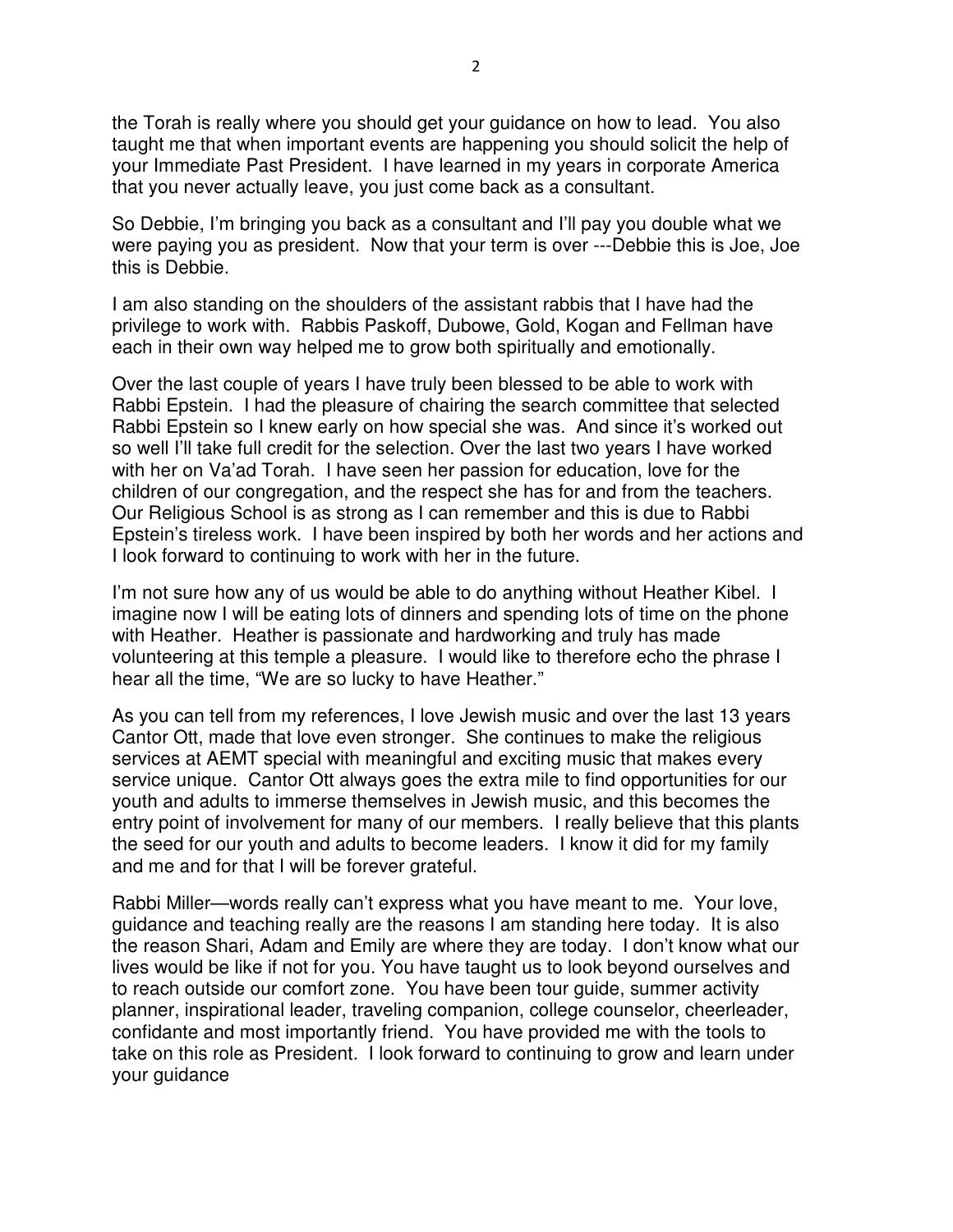the Torah is really where you should get your guidance on how to lead. You also taught me that when important events are happening you should solicit the help of your Immediate Past President. I have learned in my years in corporate America that you never actually leave, you just come back as a consultant.

So Debbie, I'm bringing you back as a consultant and I'll pay you double what we were paying you as president. Now that your term is over ---Debbie this is Joe, Joe this is Debbie.

I am also standing on the shoulders of the assistant rabbis that I have had the privilege to work with. Rabbis Paskoff, Dubowe, Gold, Kogan and Fellman have each in their own way helped me to grow both spiritually and emotionally.

Over the last couple of years I have truly been blessed to be able to work with Rabbi Epstein. I had the pleasure of chairing the search committee that selected Rabbi Epstein so I knew early on how special she was. And since it's worked out so well I'll take full credit for the selection. Over the last two years I have worked with her on Va'ad Torah. I have seen her passion for education, love for the children of our congregation, and the respect she has for and from the teachers. Our Religious School is as strong as I can remember and this is due to Rabbi Epstein's tireless work. I have been inspired by both her words and her actions and I look forward to continuing to work with her in the future.

I'm not sure how any of us would be able to do anything without Heather Kibel. I imagine now I will be eating lots of dinners and spending lots of time on the phone with Heather. Heather is passionate and hardworking and truly has made volunteering at this temple a pleasure. I would like to therefore echo the phrase I hear all the time, "We are so lucky to have Heather."

As you can tell from my references, I love Jewish music and over the last 13 years Cantor Ott, made that love even stronger. She continues to make the religious services at AEMT special with meaningful and exciting music that makes every service unique. Cantor Ott always goes the extra mile to find opportunities for our youth and adults to immerse themselves in Jewish music, and this becomes the entry point of involvement for many of our members. I really believe that this plants the seed for our youth and adults to become leaders. I know it did for my family and me and for that I will be forever grateful.

Rabbi Miller—words really can't express what you have meant to me. Your love, guidance and teaching really are the reasons I am standing here today. It is also the reason Shari, Adam and Emily are where they are today. I don't know what our lives would be like if not for you. You have taught us to look beyond ourselves and to reach outside our comfort zone. You have been tour guide, summer activity planner, inspirational leader, traveling companion, college counselor, cheerleader, confidante and most importantly friend. You have provided me with the tools to take on this role as President. I look forward to continuing to grow and learn under your guidance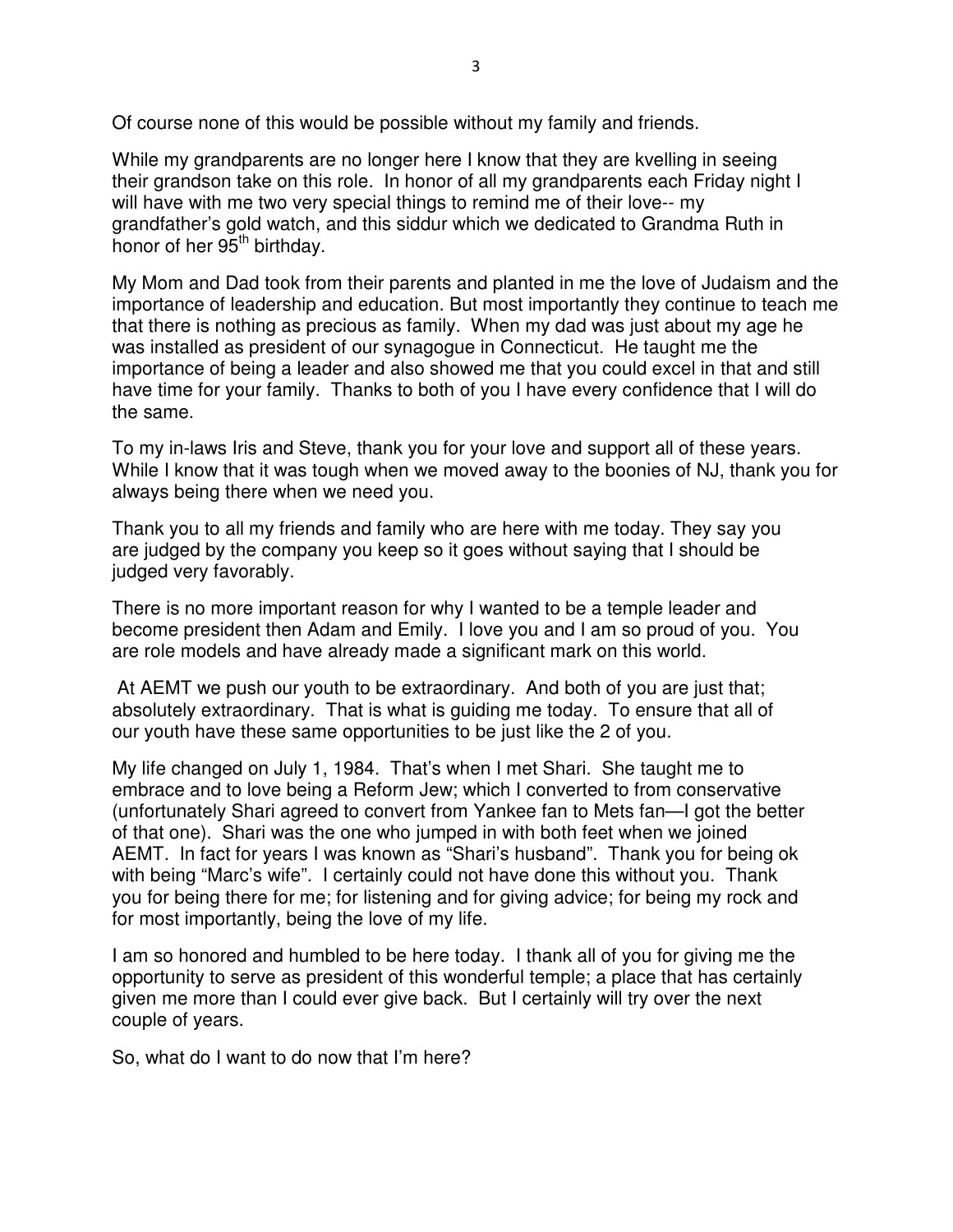Of course none of this would be possible without my family and friends.

While my grandparents are no longer here I know that they are kvelling in seeing their grandson take on this role. In honor of all my grandparents each Friday night I will have with me two very special things to remind me of their love-- my grandfather's gold watch, and this siddur which we dedicated to Grandma Ruth in honor of her 95th birthday.

My Mom and Dad took from their parents and planted in me the love of Judaism and the importance of leadership and education. But most importantly they continue to teach me that there is nothing as precious as family. When my dad was just about my age he was installed as president of our synagogue in Connecticut. He taught me the importance of being a leader and also showed me that you could excel in that and still have time for your family. Thanks to both of you I have every confidence that I will do the same.

To my in-laws Iris and Steve, thank you for your love and support all of these years. While I know that it was tough when we moved away to the boonies of NJ, thank you for always being there when we need you.

Thank you to all my friends and family who are here with me today. They say you are judged by the company you keep so it goes without saying that I should be judged very favorably.

There is no more important reason for why I wanted to be a temple leader and become president then Adam and Emily. I love you and I am so proud of you. You are role models and have already made a significant mark on this world.

At AEMT we push our youth to be extraordinary. And both of you are just that; absolutely extraordinary. That is what is guiding me today. To ensure that all of our youth have these same opportunities to be just like the 2 of you.

My life changed on July 1, 1984. That's when I met Shari. She taught me to embrace and to love being a Reform Jew; which I converted to from conservative (unfortunately Shari agreed to convert from Yankee fan to Mets fan—I got the better of that one). Shari was the one who jumped in with both feet when we joined AEMT. In fact for years I was known as "Shari's husband". Thank you for being ok with being "Marc's wife". I certainly could not have done this without you. Thank you for being there for me; for listening and for giving advice; for being my rock and for most importantly, being the love of my life.

I am so honored and humbled to be here today. I thank all of you for giving me the opportunity to serve as president of this wonderful temple; a place that has certainly given me more than I could ever give back. But I certainly will try over the next couple of years.

So, what do I want to do now that I'm here?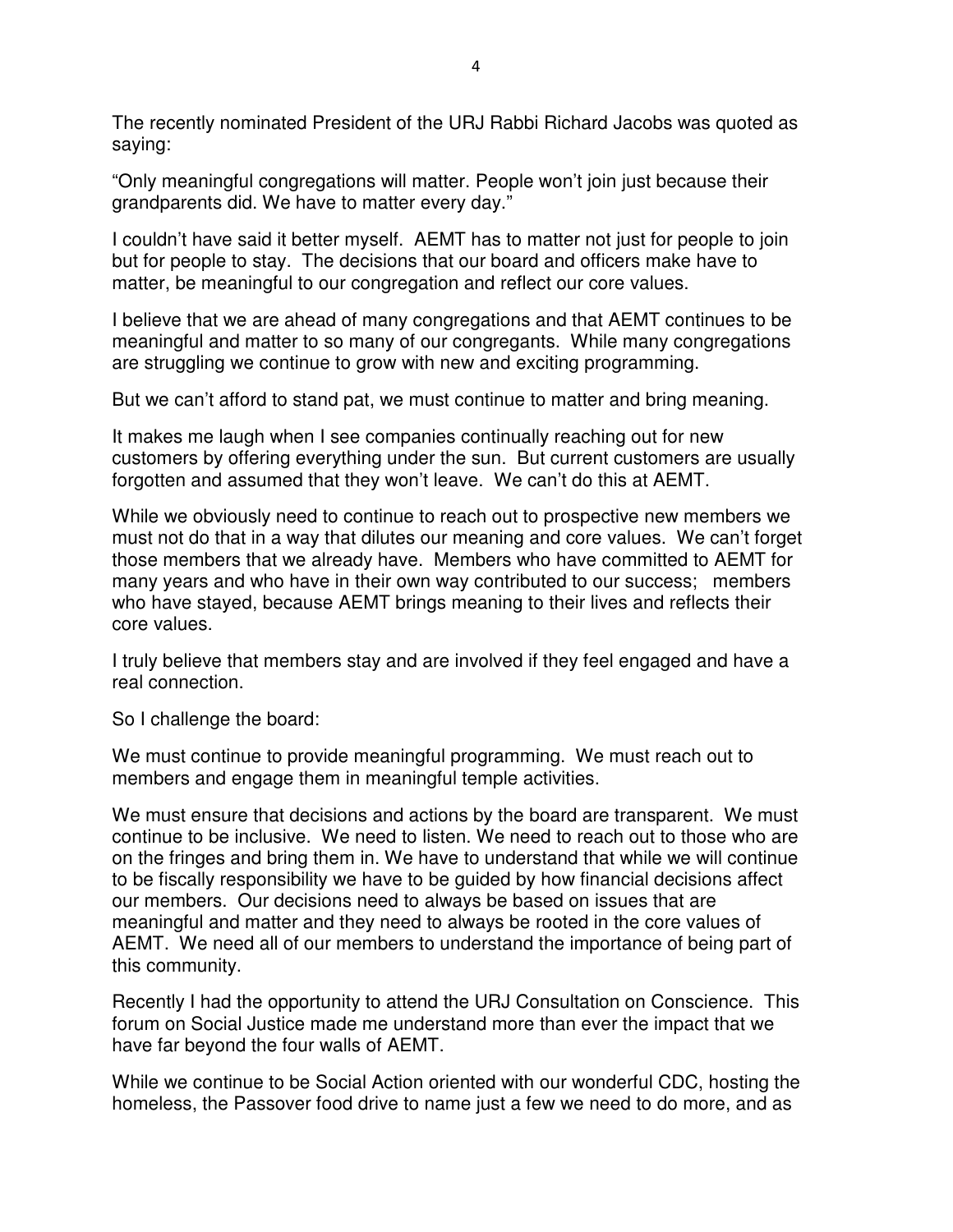The recently nominated President of the URJ Rabbi Richard Jacobs was quoted as saying:

"Only meaningful congregations will matter. People won't join just because their grandparents did. We have to matter every day."

I couldn't have said it better myself. AEMT has to matter not just for people to join but for people to stay. The decisions that our board and officers make have to matter, be meaningful to our congregation and reflect our core values.

I believe that we are ahead of many congregations and that AEMT continues to be meaningful and matter to so many of our congregants. While many congregations are struggling we continue to grow with new and exciting programming.

But we can't afford to stand pat, we must continue to matter and bring meaning.

It makes me laugh when I see companies continually reaching out for new customers by offering everything under the sun. But current customers are usually forgotten and assumed that they won't leave. We can't do this at AEMT.

While we obviously need to continue to reach out to prospective new members we must not do that in a way that dilutes our meaning and core values. We can't forget those members that we already have. Members who have committed to AEMT for many years and who have in their own way contributed to our success; members who have stayed, because AEMT brings meaning to their lives and reflects their core values.

I truly believe that members stay and are involved if they feel engaged and have a real connection.

So I challenge the board:

We must continue to provide meaningful programming. We must reach out to members and engage them in meaningful temple activities.

We must ensure that decisions and actions by the board are transparent. We must continue to be inclusive. We need to listen. We need to reach out to those who are on the fringes and bring them in. We have to understand that while we will continue to be fiscally responsibility we have to be guided by how financial decisions affect our members. Our decisions need to always be based on issues that are meaningful and matter and they need to always be rooted in the core values of AEMT. We need all of our members to understand the importance of being part of this community.

Recently I had the opportunity to attend the URJ Consultation on Conscience. This forum on Social Justice made me understand more than ever the impact that we have far beyond the four walls of AEMT.

While we continue to be Social Action oriented with our wonderful CDC, hosting the homeless, the Passover food drive to name just a few we need to do more, and as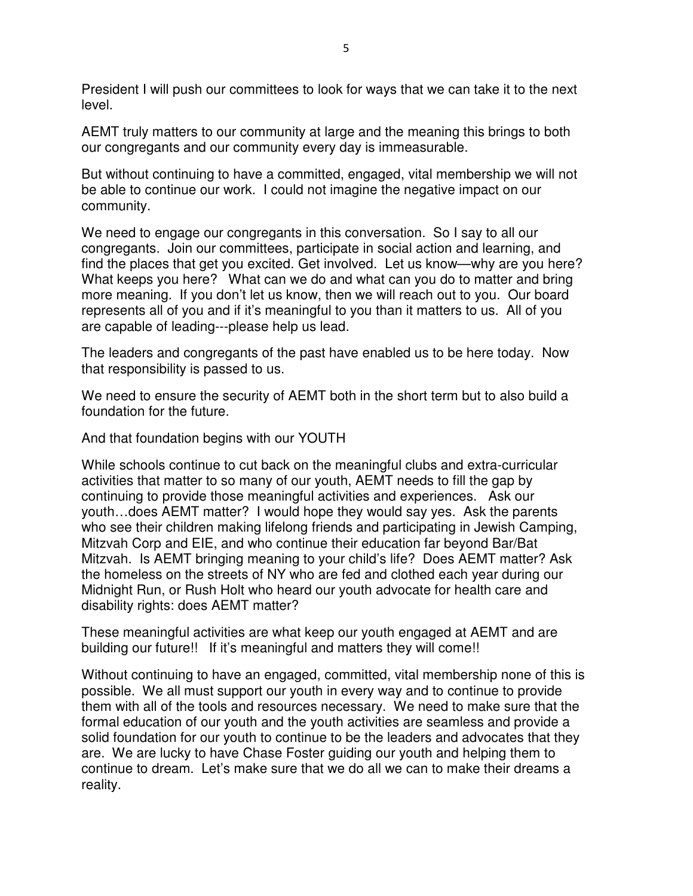President I will push our committees to look for ways that we can take it to the next level.

AEMT truly matters to our community at large and the meaning this brings to both our congregants and our community every day is immeasurable.

But without continuing to have a committed, engaged, vital membership we will not be able to continue our work. I could not imagine the negative impact on our community.

We need to engage our congregants in this conversation. So I say to all our congregants. Join our committees, participate in social action and learning, and find the places that get you excited. Get involved. Let us know—why are you here? What keeps you here? What can we do and what can you do to matter and bring more meaning. If you don't let us know, then we will reach out to you. Our board represents all of you and if it's meaningful to you than it matters to us. All of you are capable of leading---please help us lead.

The leaders and congregants of the past have enabled us to be here today. Now that responsibility is passed to us.

We need to ensure the security of AEMT both in the short term but to also build a foundation for the future.

And that foundation begins with our YOUTH

While schools continue to cut back on the meaningful clubs and extra-curricular activities that matter to so many of our youth, AEMT needs to fill the gap by continuing to provide those meaningful activities and experiences. Ask our youth…does AEMT matter? I would hope they would say yes. Ask the parents who see their children making lifelong friends and participating in Jewish Camping, Mitzvah Corp and EIE, and who continue their education far beyond Bar/Bat Mitzvah. Is AEMT bringing meaning to your child's life? Does AEMT matter? Ask the homeless on the streets of NY who are fed and clothed each year during our Midnight Run, or Rush Holt who heard our youth advocate for health care and disability rights: does AEMT matter?

These meaningful activities are what keep our youth engaged at AEMT and are building our future!! If it's meaningful and matters they will come!!

Without continuing to have an engaged, committed, vital membership none of this is possible. We all must support our youth in every way and to continue to provide them with all of the tools and resources necessary. We need to make sure that the formal education of our youth and the youth activities are seamless and provide a solid foundation for our youth to continue to be the leaders and advocates that they are. We are lucky to have Chase Foster guiding our youth and helping them to continue to dream. Let's make sure that we do all we can to make their dreams a reality.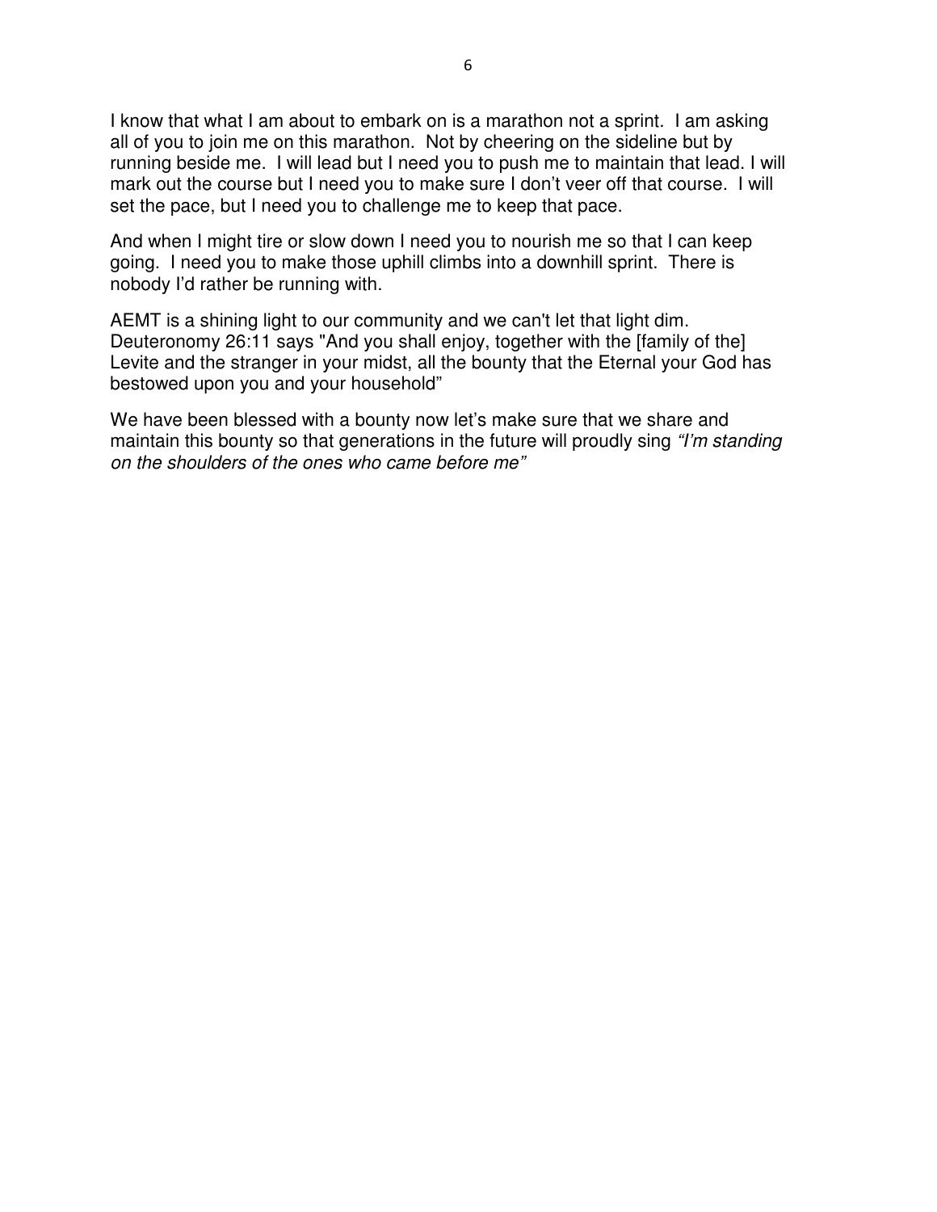I know that what I am about to embark on is a marathon not a sprint. I am asking all of you to join me on this marathon. Not by cheering on the sideline but by running beside me. I will lead but I need you to push me to maintain that lead. I will mark out the course but I need you to make sure I don't veer off that course. I will set the pace, but I need you to challenge me to keep that pace.

And when I might tire or slow down I need you to nourish me so that I can keep going. I need you to make those uphill climbs into a downhill sprint. There is nobody I'd rather be running with.

AEMT is a shining light to our community and we can't let that light dim. Deuteronomy 26:11 says "And you shall enjoy, together with the [family of the] Levite and the stranger in your midst, all the bounty that the Eternal your God has bestowed upon you and your household"

We have been blessed with a bounty now let's make sure that we share and maintain this bounty so that generations in the future will proudly sing *"I'm standing on the shoulders of the ones who came before me"*